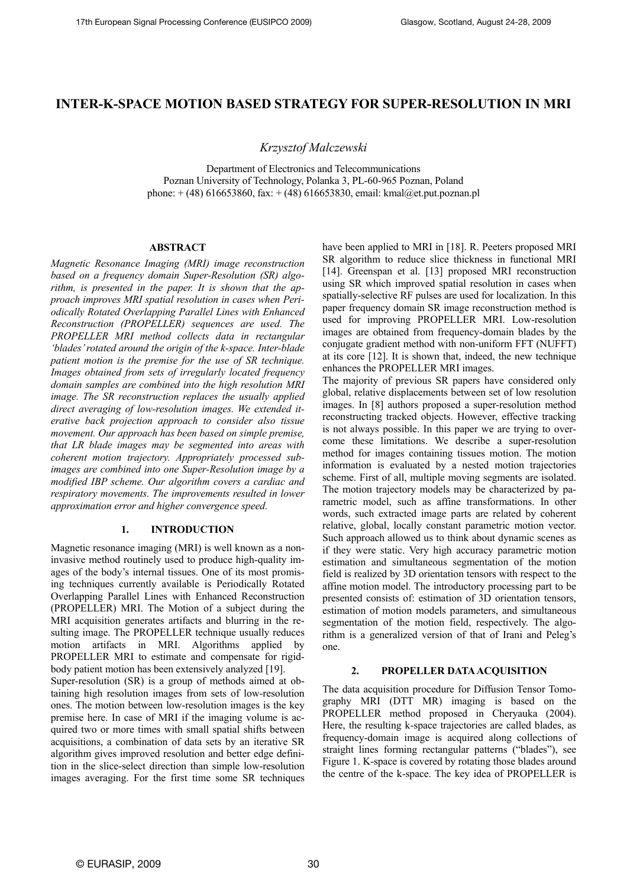# INTER-K-SPACE MOTION BASED STRATEGY FOR SUPER-RESOLUTION IN MRI

*Krzysztof Malczewski*

Department of Electronics and Telecommunications
Poznan University of Technology, Polanka 3, PL-60-965 Poznan, Poland
phone: + (48) 616653860, fax: + (48) 616653830, email: kmal@et.put.poznan.pl

## ABSTRACT

*Magnetic Resonance Imaging (MRI) image reconstruction based on a frequency domain Super-Resolution (SR) algorithm, is presented in the paper. It is shown that the approach improves MRI spatial resolution in cases when Periodically Rotated Overlapping Parallel Lines with Enhanced Reconstruction (PROPELLER) sequences are used. The PROPELLER MRI method collects data in rectangular 'blades' rotated around the origin of the k-space. Inter-blade patient motion is the premise for the use of SR technique. Images obtained from sets of irregularly located frequency domain samples are combined into the high resolution MRI image. The SR reconstruction replaces the usually applied direct averaging of low-resolution images. We extended iterative back projection approach to consider also tissue movement. Our approach has been based on simple premise, that LR blade images may be segmented into areas with coherent motion trajectory. Appropriately processed sub-images are combined into one Super-Resolution image by a modified IBP scheme. Our algorithm covers a cardiac and respiratory movements. The improvements resulted in lower approximation error and higher convergence speed.*

## 1. INTRODUCTION

Magnetic resonance imaging (MRI) is well known as a non-invasive method routinely used to produce high-quality images of the body's internal tissues. One of its most promising techniques currently available is Periodically Rotated Overlapping Parallel Lines with Enhanced Reconstruction (PROPELLER) MRI. The Motion of a subject during the MRI acquisition generates artifacts and blurring in the resulting image. The PROPELLER technique usually reduces motion artifacts in MRI. Algorithms applied by PROPELLER MRI to estimate and compensate for rigid-body patient motion has been extensively analyzed [19].

Super-resolution (SR) is a group of methods aimed at obtaining high resolution images from sets of low-resolution ones. The motion between low-resolution images is the key premise here. In case of MRI if the imaging volume is acquired two or more times with small spatial shifts between acquisitions, a combination of data sets by an iterative SR algorithm gives improved resolution and better edge definition in the slice-select direction than simple low-resolution images averaging. For the first time some SR techniques have been applied to MRI in [18]. R. Peeters proposed MRI SR algorithm to reduce slice thickness in functional MRI [14]. Greenspan et al. [13] proposed MRI reconstruction using SR which improved spatial resolution in cases when spatially-selective RF pulses are used for localization. In this paper frequency domain SR image reconstruction method is used for improving PROPELLER MRI. Low-resolution images are obtained from frequency-domain blades by the conjugate gradient method with non-uniform FFT (NUFFT) at its core [12]. It is shown that, indeed, the new technique enhances the PROPELLER MRI images.

The majority of previous SR papers have considered only global, relative displacements between set of low resolution images. In [8] authors proposed a super-resolution method reconstructing tracked objects. However, effective tracking is not always possible. In this paper we are trying to overcome these limitations. We describe a super-resolution method for images containing tissues motion. The motion information is evaluated by a nested motion trajectories scheme. First of all, multiple moving segments are isolated. The motion trajectory models may be characterized by parametric model, such as affine transformations. In other words, such extracted image parts are related by coherent relative, global, locally constant parametric motion vector. Such approach allowed us to think about dynamic scenes as if they were static. Very high accuracy parametric motion estimation and simultaneous segmentation of the motion field is realized by 3D orientation tensors with respect to the affine motion model. The introductory processing part to be presented consists of: estimation of 3D orientation tensors, estimation of motion models parameters, and simultaneous segmentation of the motion field, respectively. The algorithm is a generalized version of that of Irani and Peleg's one.

## 2. PROPELLER DATA ACQUISITION

The data acquisition procedure for Diffusion Tensor Tomography MRI (DTT MR) imaging is based on the PROPELLER method proposed in Cheryauka (2004). Here, the resulting k-space trajectories are called blades, as frequency-domain image is acquired along collections of straight lines forming rectangular patterns ("blades"), see Figure 1. K-space is covered by rotating those blades around the centre of the k-space. The key idea of PROPELLER is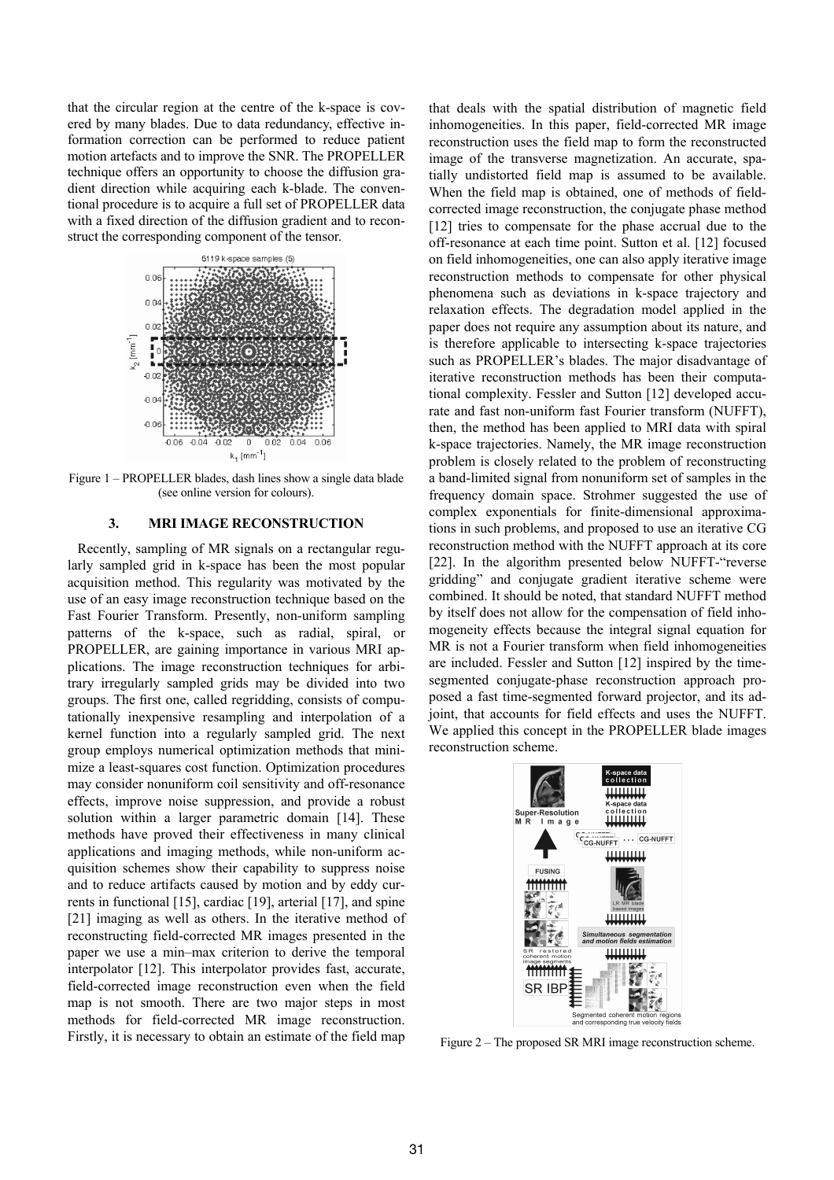that the circular region at the centre of the k-space is covered by many blades. Due to data redundancy, effective information correction can be performed to reduce patient motion artefacts and to improve the SNR. The PROPELLER technique offers an opportunity to choose the diffusion gradient direction while acquiring each k-blade. The conventional procedure is to acquire a full set of PROPELLER data with a fixed direction of the diffusion gradient and to reconstruct the corresponding component of the tensor.

Figure 1 – PROPELLER blades, dash lines show a single data blade (see online version for colours).

## 3. MRI IMAGE RECONSTRUCTION

Recently, sampling of MR signals on a rectangular regularly sampled grid in k-space has been the most popular acquisition method. This regularity was motivated by the use of an easy image reconstruction technique based on the Fast Fourier Transform. Presently, non-uniform sampling patterns of the k-space, such as radial, spiral, or PROPELLER, are gaining importance in various MRI applications. The image reconstruction techniques for arbitrary irregularly sampled grids may be divided into two groups. The first one, called regridding, consists of computationally inexpensive resampling and interpolation of a kernel function into a regularly sampled grid. The next group employs numerical optimization methods that minimize a least-squares cost function. Optimization procedures may consider nonuniform coil sensitivity and off-resonance effects, improve noise suppression, and provide a robust solution within a larger parametric domain [14]. These methods have proved their effectiveness in many clinical applications and imaging methods, while non-uniform acquisition schemes show their capability to suppress noise and to reduce artifacts caused by motion and by eddy currents in functional [15], cardiac [19], arterial [17], and spine [21] imaging as well as others. In the iterative method of reconstructing field-corrected MR images presented in the paper we use a min–max criterion to derive the temporal interpolator [12]. This interpolator provides fast, accurate, field-corrected image reconstruction even when the field map is not smooth. There are two major steps in most methods for field-corrected MR image reconstruction. Firstly, it is necessary to obtain an estimate of the field map that deals with the spatial distribution of magnetic field inhomogeneities. In this paper, field-corrected MR image reconstruction uses the field map to form the reconstructed image of the transverse magnetization. An accurate, spatially undistorted field map is assumed to be available. When the field map is obtained, one of methods of field-corrected image reconstruction, the conjugate phase method [12] tries to compensate for the phase accrual due to the off-resonance at each time point. Sutton et al. [12] focused on field inhomogeneities, one can also apply iterative image reconstruction methods to compensate for other physical phenomena such as deviations in k-space trajectory and relaxation effects. The degradation model applied in the paper does not require any assumption about its nature, and is therefore applicable to intersecting k-space trajectories such as PROPELLER's blades. The major disadvantage of iterative reconstruction methods has been their computational complexity. Fessler and Sutton [12] developed accurate and fast non-uniform fast Fourier transform (NUFFT), then, the method has been applied to MRI data with spiral k-space trajectories. Namely, the MR image reconstruction problem is closely related to the problem of reconstructing a band-limited signal from nonuniform set of samples in the frequency domain space. Strohmer suggested the use of complex exponentials for finite-dimensional approximations in such problems, and proposed to use an iterative CG reconstruction method with the NUFFT approach at its core [22]. In the algorithm presented below NUFFT-"reverse gridding" and conjugate gradient iterative scheme were combined. It should be noted, that standard NUFFT method by itself does not allow for the compensation of field inhomogeneity effects because the integral signal equation for MR is not a Fourier transform when field inhomogeneities are included. Fessler and Sutton [12] inspired by the time-segmented conjugate-phase reconstruction approach proposed a fast time-segmented forward projector, and its adjoint, that accounts for field effects and uses the NUFFT. We applied this concept in the PROPELLER blade images reconstruction scheme.

Figure 2 – The proposed SR MRI image reconstruction scheme.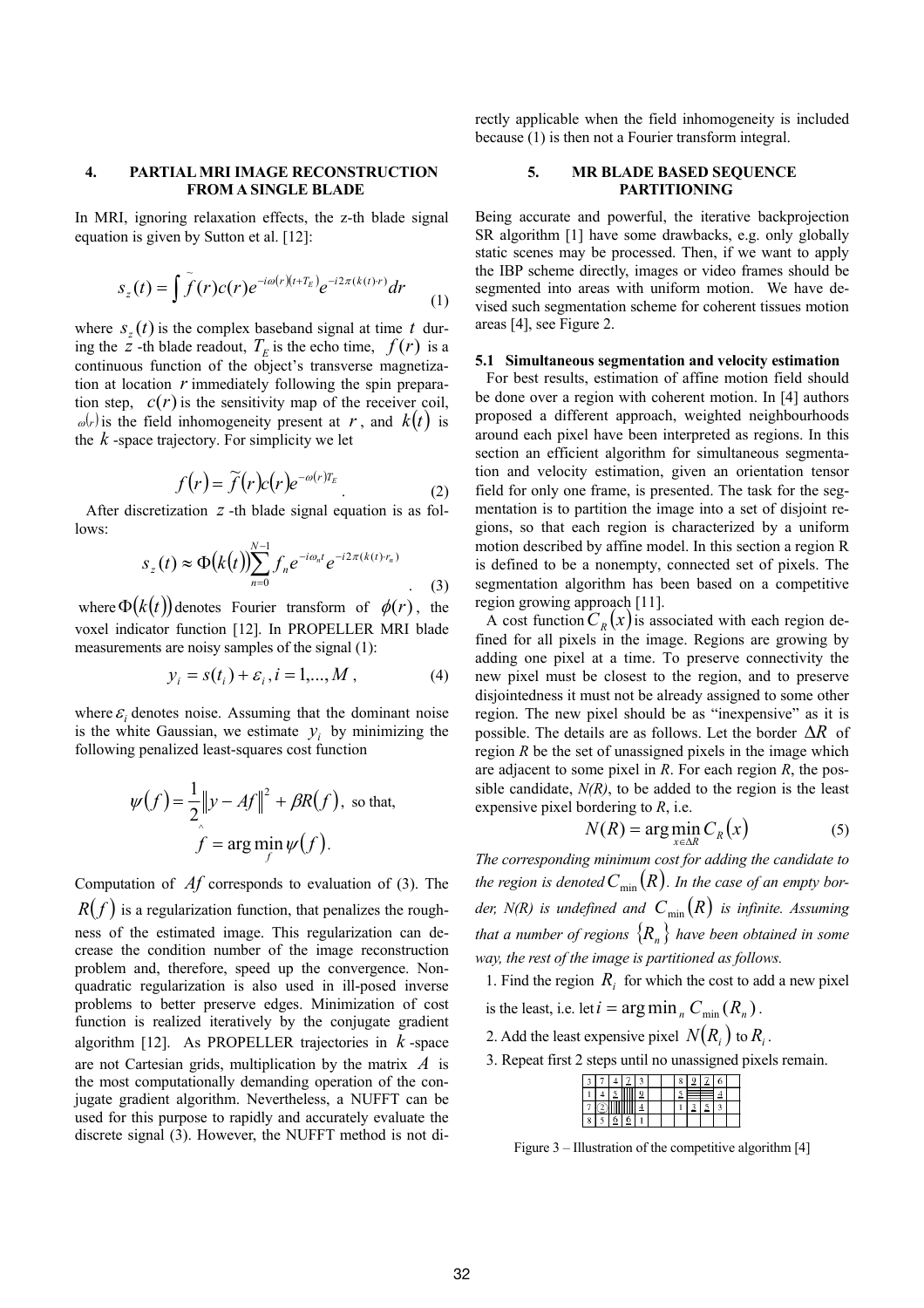## 4. PARTIAL MRI IMAGE RECONSTRUCTION FROM A SINGLE BLADE

In MRI, ignoring relaxation effects, the z-th blade signal equation is given by Sutton et al. [12]:

$$s_z(t) = \int \tilde{f}(r)c(r)e^{-i\omega(r)(t+T_E)}e^{-i2\pi(k(t)\cdot r)}dr \tag{1}$$

where $s_z(t)$ is the complex baseband signal at time $t$ during the $z$ -th blade readout, $T_E$ is the echo time, $f(r)$ is a continuous function of the object's transverse magnetization at location $r$ immediately following the spin preparation step, $c(r)$ is the sensitivity map of the receiver coil, $\omega(r)$ is the field inhomogeneity present at $r$, and $k(t)$ is the $k$ -space trajectory. For simplicity we let

$$f(r) = \tilde{f}(r)c(r)e^{-\omega(r)T_E}. \tag{2}$$

After discretization $z$ -th blade signal equation is as follows:

$$s_z(t) \approx \Phi(k(t))\sum_{n=0}^{N-1} f_n e^{-i\omega_n t}e^{-i2\pi(k(t)\cdot r_n)}. \tag{3}$$

where $\Phi(k(t))$ denotes Fourier transform of $\phi(r)$, the voxel indicator function [12]. In PROPELLER MRI blade measurements are noisy samples of the signal (1):

$$y_i = s(t_i) + \varepsilon_i, i = 1,...,M, \tag{4}$$

where $\varepsilon_i$ denotes noise. Assuming that the dominant noise is the white Gaussian, we estimate $y_i$ by minimizing the following penalized least-squares cost function

$$\psi(f) = \frac{1}{2}\|y - Af\|^2 + \beta R(f), \text{ so that,}$$
$$\hat{f} = \arg\min_f \psi(f).$$

Computation of $Af$ corresponds to evaluation of (3). The $R(f)$ is a regularization function, that penalizes the roughness of the estimated image. This regularization can decrease the condition number of the image reconstruction problem and, therefore, speed up the convergence. Non-quadratic regularization is also used in ill-posed inverse problems to better preserve edges. Minimization of cost function is realized iteratively by the conjugate gradient algorithm [12]. As PROPELLER trajectories in $k$ -space are not Cartesian grids, multiplication by the matrix $A$ is the most computationally demanding operation of the conjugate gradient algorithm. Nevertheless, a NUFFT can be used for this purpose to rapidly and accurately evaluate the discrete signal (3). However, the NUFFT method is not directly applicable when the field inhomogeneity is included because (1) is then not a Fourier transform integral.

## 5. MR BLADE BASED SEQUENCE PARTITIONING

Being accurate and powerful, the iterative backprojection SR algorithm [1] have some drawbacks, e.g. only globally static scenes may be processed. Then, if we want to apply the IBP scheme directly, images or video frames should be segmented into areas with uniform motion. We have devised such segmentation scheme for coherent tissues motion areas [4], see Figure 2.

### 5.1 Simultaneous segmentation and velocity estimation

For best results, estimation of affine motion field should be done over a region with coherent motion. In [4] authors proposed a different approach, weighted neighbourhoods around each pixel have been interpreted as regions. In this section an efficient algorithm for simultaneous segmentation and velocity estimation, given an orientation tensor field for only one frame, is presented. The task for the segmentation is to partition the image into a set of disjoint regions, so that each region is characterized by a uniform motion described by affine model. In this section a region R is defined to be a nonempty, connected set of pixels. The segmentation algorithm has been based on a competitive region growing approach [11].

A cost function $C_R(x)$ is associated with each region defined for all pixels in the image. Regions are growing by adding one pixel at a time. To preserve connectivity the new pixel must be closest to the region, and to preserve disjointedness it must not be already assigned to some other region. The new pixel should be as "inexpensive" as it is possible. The details are as follows. Let the border $\Delta R$ of region *R* be the set of unassigned pixels in the image which are adjacent to some pixel in *R*. For each region *R*, the possible candidate, *N(R)*, to be added to the region is the least expensive pixel bordering to *R*, i.e.

$$N(R) = \arg\min_{x\in\Delta R} C_R(x) \tag{5}$$

*The corresponding minimum cost for adding the candidate to the region is denoted* $C_{\min}(R)$. *In the case of an empty border, N(R) is undefined and* $C_{\min}(R)$ *is infinite. Assuming that a number of regions* $\{R_n\}$ *have been obtained in some way, the rest of the image is partitioned as follows.*

1. Find the region $R_i$ for which the cost to add a new pixel is the least, i.e. let $i = \arg\min_n C_{\min}(R_n)$.
2. Add the least expensive pixel $N(R_i)$ to $R_i$.
3. Repeat first 2 steps until no unassigned pixels remain.

Figure 3 – Illustration of the competitive algorithm [4]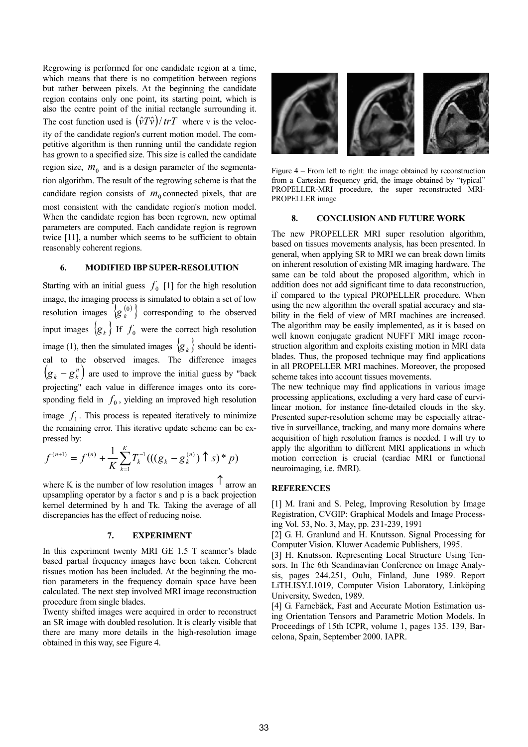Regrowing is performed for one candidate region at a time, which means that there is no competition between regions but rather between pixels. At the beginning the candidate region contains only one point, its starting point, which is also the centre point of the initial rectangle surrounding it. The cost function used is $(\hat{v}T\hat{v})/trT$ where v is the velocity of the candidate region's current motion model. The competitive algorithm is then running until the candidate region has grown to a specified size. This size is called the candidate region size, $m_0$ and is a design parameter of the segmentation algorithm. The result of the regrowing scheme is that the candidate region consists of $m_0$ connected pixels, that are most consistent with the candidate region's motion model. When the candidate region has been regrown, new optimal parameters are computed. Each candidate region is regrown twice [11], a number which seems to be sufficient to obtain reasonably coherent regions.

## 6. MODIFIED IBP SUPER-RESOLUTION

Starting with an initial guess $f_0$ [1] for the high resolution image, the imaging process is simulated to obtain a set of low resolution images $\{g_k^{(0)}\}$ corresponding to the observed input images $\{g_k\}$ If $f_0$ were the correct high resolution image (1), then the simulated images $\{g_k\}$ should be identical to the observed images. The difference images $(g_k - g_k^n)$ are used to improve the initial guess by "back projecting" each value in difference images onto its coresponding field in $f_0$, yielding an improved high resolution image $f_1$. This process is repeated iteratively to minimize the remaining error. This iterative update scheme can be expressed by:

$$f^{(n+1)} = f^{(n)} + \frac{1}{K}\sum_{k=1}^{K} T_k^{-1}(((g_k - g_k^{(n)}) \uparrow s) * p)$$

where K is the number of low resolution images $\uparrow$ arrow an upsampling operator by a factor s and p is a back projection kernel determined by h and Tk. Taking the average of all discrepancies has the effect of reducing noise.

## 7. EXPERIMENT

In this experiment twenty MRI GE 1.5 T scanner's blade based partial frequency images have been taken. Coherent tissues motion has been included. At the beginning the motion parameters in the frequency domain space have been calculated. The next step involved MRI image reconstruction procedure from single blades.

Twenty shifted images were acquired in order to reconstruct an SR image with doubled resolution. It is clearly visible that there are many more details in the high-resolution image obtained in this way, see Figure 4.

Figure 4 – From left to right: the image obtained by reconstruction from a Cartesian frequency grid, the image obtained by "typical" PROPELLER-MRI procedure, the super reconstructed MRI-PROPELLER image

## 8. CONCLUSION AND FUTURE WORK

The new PROPELLER MRI super resolution algorithm, based on tissues movements analysis, has been presented. In general, when applying SR to MRI we can break down limits on inherent resolution of existing MR imaging hardware. The same can be told about the proposed algorithm, which in addition does not add significant time to data reconstruction, if compared to the typical PROPELLER procedure. When using the new algorithm the overall spatial accuracy and stability in the field of view of MRI machines are increased. The algorithm may be easily implemented, as it is based on well known conjugate gradient NUFFT MRI image reconstruction algorithm and exploits existing motion in MRI data blades. Thus, the proposed technique may find applications in all PROPELLER MRI machines. Moreover, the proposed scheme takes into account tissues movements.

The new technique may find applications in various image processing applications, excluding a very hard case of curvilinear motion, for instance fine-detailed clouds in the sky. Presented super-resolution scheme may be especially attractive in surveillance, tracking, and many more domains where acquisition of high resolution frames is needed. I will try to apply the algorithm to different MRI applications in which motion correction is crucial (cardiac MRI or functional neuroimaging, i.e. fMRI).

## REFERENCES

[1] M. Irani and S. Peleg, Improving Resolution by Image Registration, CVGIP: Graphical Models and Image Processing Vol. 53, No. 3, May, pp. 231-239, 1991

[2] G. H. Granlund and H. Knutsson. Signal Processing for Computer Vision. Kluwer Academic Publishers, 1995.

[3] H. Knutsson. Representing Local Structure Using Tensors. In The 6th Scandinavian Conference on Image Analysis, pages 244.251, Oulu, Finland, June 1989. Report LiTH.ISY.I.1019, Computer Vision Laboratory, Linköping University, Sweden, 1989.

[4] G. Farnebäck, Fast and Accurate Motion Estimation using Orientation Tensors and Parametric Motion Models. In Proceedings of 15th ICPR, volume 1, pages 135. 139, Barcelona, Spain, September 2000. IAPR.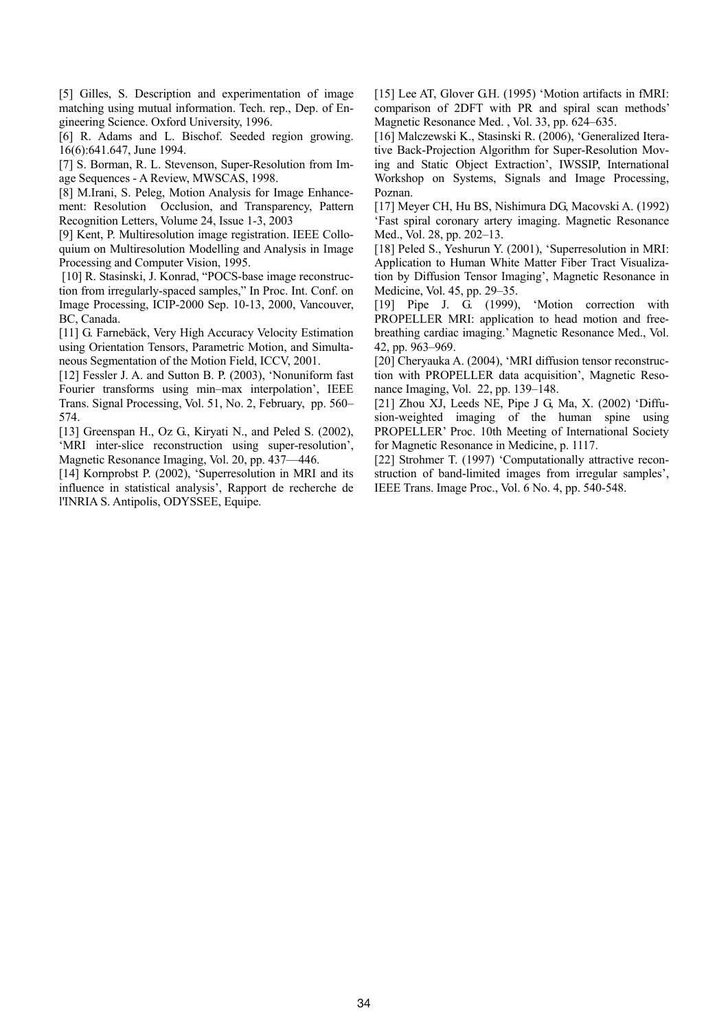[5] Gilles, S. Description and experimentation of image matching using mutual information. Tech. rep., Dep. of Engineering Science. Oxford University, 1996.

[6] R. Adams and L. Bischof. Seeded region growing. 16(6):641.647, June 1994.

[7] S. Borman, R. L. Stevenson, Super-Resolution from Image Sequences - A Review, MWSCAS, 1998.

[8] M.Irani, S. Peleg, Motion Analysis for Image Enhancement: Resolution Occlusion, and Transparency, Pattern Recognition Letters, Volume 24, Issue 1-3, 2003

[9] Kent, P. Multiresolution image registration. IEEE Colloquium on Multiresolution Modelling and Analysis in Image Processing and Computer Vision, 1995.

[10] R. Stasinski, J. Konrad, "POCS-base image reconstruction from irregularly-spaced samples," In Proc. Int. Conf. on Image Processing, ICIP-2000 Sep. 10-13, 2000, Vancouver, BC, Canada.

[11] G. Farnebäck, Very High Accuracy Velocity Estimation using Orientation Tensors, Parametric Motion, and Simultaneous Segmentation of the Motion Field, ICCV, 2001.

[12] Fessler J. A. and Sutton B. P. (2003), 'Nonuniform fast Fourier transforms using min–max interpolation', IEEE Trans. Signal Processing, Vol. 51, No. 2, February, pp. 560–574.

[13] Greenspan H., Oz G., Kiryati N., and Peled S. (2002), 'MRI inter-slice reconstruction using super-resolution', Magnetic Resonance Imaging, Vol. 20, pp. 437—446.

[14] Kornprobst P. (2002), 'Superresolution in MRI and its influence in statistical analysis', Rapport de recherche de l'INRIA S. Antipolis, ODYSSEE, Equipe.

[15] Lee AT, Glover G.H. (1995) 'Motion artifacts in fMRI: comparison of 2DFT with PR and spiral scan methods' Magnetic Resonance Med. , Vol. 33, pp. 624–635.

[16] Malczewski K., Stasinski R. (2006), 'Generalized Iterative Back-Projection Algorithm for Super-Resolution Moving and Static Object Extraction', IWSSIP, International Workshop on Systems, Signals and Image Processing, Poznan.

[17] Meyer CH, Hu BS, Nishimura DG, Macovski A. (1992) 'Fast spiral coronary artery imaging. Magnetic Resonance Med., Vol. 28, pp. 202–13.

[18] Peled S., Yeshurun Y. (2001), 'Superresolution in MRI: Application to Human White Matter Fiber Tract Visualization by Diffusion Tensor Imaging', Magnetic Resonance in Medicine, Vol. 45, pp. 29–35.

[19] Pipe J. G. (1999), 'Motion correction with PROPELLER MRI: application to head motion and free-breathing cardiac imaging.' Magnetic Resonance Med., Vol. 42, pp. 963–969.

[20] Cheryauka A. (2004), 'MRI diffusion tensor reconstruction with PROPELLER data acquisition', Magnetic Resonance Imaging, Vol. 22, pp. 139–148.

[21] Zhou XJ, Leeds NE, Pipe J G, Ma, X. (2002) 'Diffusion-weighted imaging of the human spine using PROPELLER' Proc. 10th Meeting of International Society for Magnetic Resonance in Medicine, p. 1117.

[22] Strohmer T. (1997) 'Computationally attractive reconstruction of band-limited images from irregular samples', IEEE Trans. Image Proc., Vol. 6 No. 4, pp. 540-548.